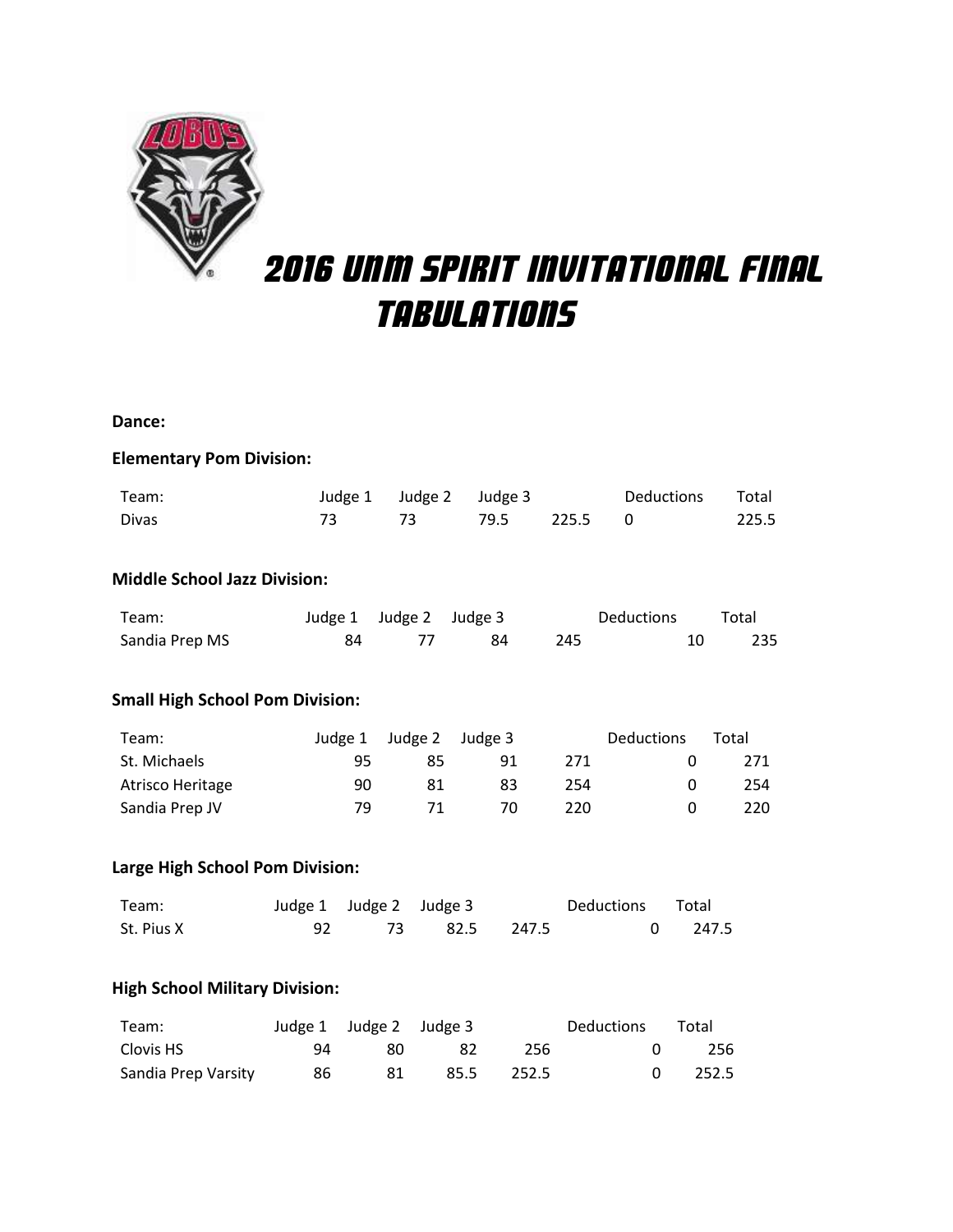# 2016 UNM SPIRIT INVITATIONAL FINAL TABULATIONS

**Dance:**

**Elementary Pom Division:**

| Team: | Judge 1 | Judge 2 | Judge 3 | | Deductions | Total |
|---|---|---|---|---|---|---|
| Divas | 73 | 73 | 79.5 | 225.5 | 0 | 225.5 |

**Middle School Jazz Division:**

| Team: | Judge 1 | Judge 2 | Judge 3 | | Deductions | Total |
|---|---|---|---|---|---|---|
| Sandia Prep MS | 84 | 77 | 84 | 245 | 10 | 235 |

**Small High School Pom Division:**

| Team: | Judge 1 | Judge 2 | Judge 3 | | Deductions | Total |
|---|---|---|---|---|---|---|
| St. Michaels | 95 | 85 | 91 | 271 | 0 | 271 |
| Atrisco Heritage | 90 | 81 | 83 | 254 | 0 | 254 |
| Sandia Prep JV | 79 | 71 | 70 | 220 | 0 | 220 |

**Large High School Pom Division:**

| Team: | Judge 1 | Judge 2 | Judge 3 | | Deductions | Total |
|---|---|---|---|---|---|---|
| St. Pius X | 92 | 73 | 82.5 | 247.5 | 0 | 247.5 |

**High School Military Division:**

| Team: | Judge 1 | Judge 2 | Judge 3 | | Deductions | Total |
|---|---|---|---|---|---|---|
| Clovis HS | 94 | 80 | 82 | 256 | 0 | 256 |
| Sandia Prep Varsity | 86 | 81 | 85.5 | 252.5 | 0 | 252.5 |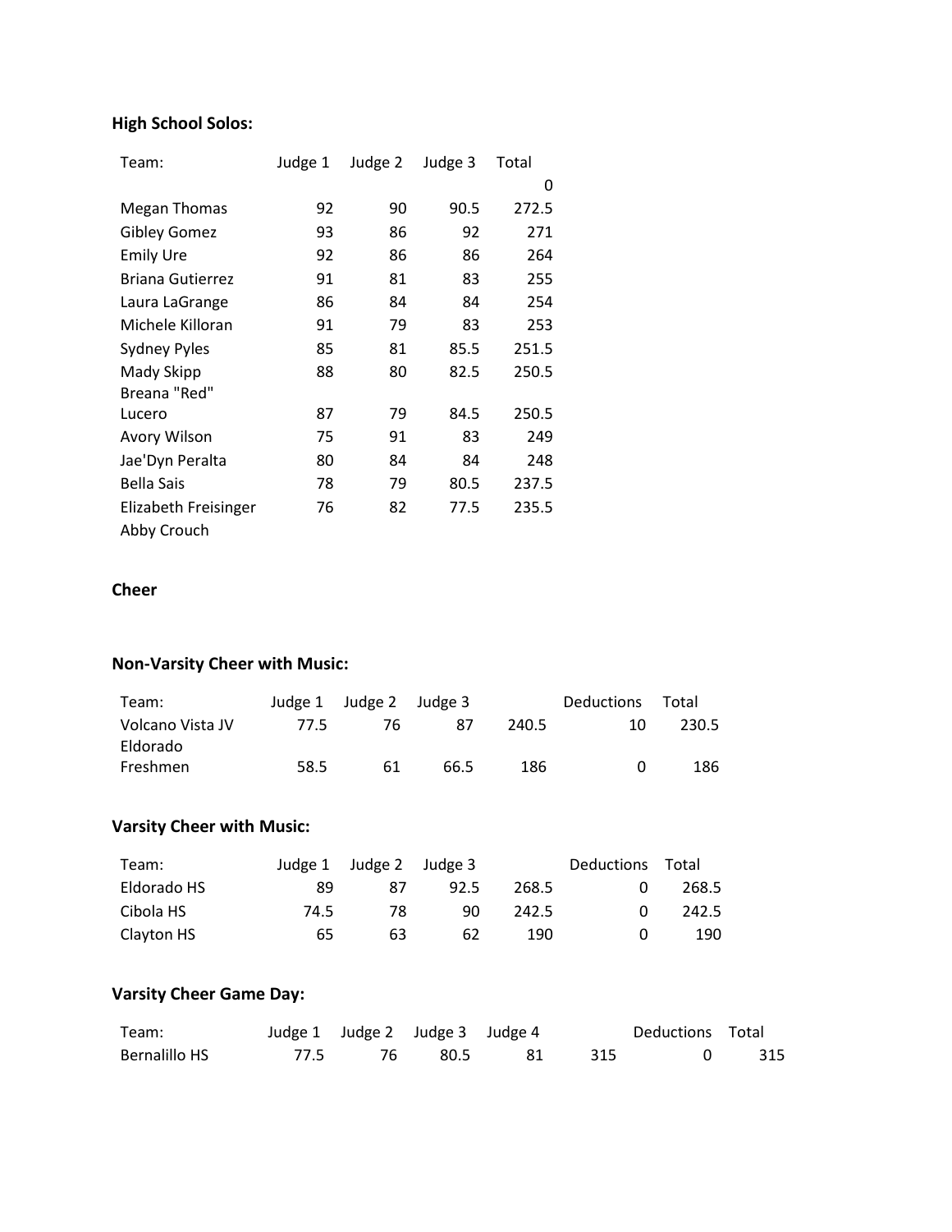**High School Solos:**

| Team: | Judge 1 | Judge 2 | Judge 3 | Total |
|---|---|---|---|---|
| | | | | 0 |
| Megan Thomas | 92 | 90 | 90.5 | 272.5 |
| Gibley Gomez | 93 | 86 | 92 | 271 |
| Emily Ure | 92 | 86 | 86 | 264 |
| Briana Gutierrez | 91 | 81 | 83 | 255 |
| Laura LaGrange | 86 | 84 | 84 | 254 |
| Michele Killoran | 91 | 79 | 83 | 253 |
| Sydney Pyles | 85 | 81 | 85.5 | 251.5 |
| Mady Skipp | 88 | 80 | 82.5 | 250.5 |
| Breana "Red" Lucero | 87 | 79 | 84.5 | 250.5 |
| Avory Wilson | 75 | 91 | 83 | 249 |
| Jae'Dyn Peralta | 80 | 84 | 84 | 248 |
| Bella Sais | 78 | 79 | 80.5 | 237.5 |
| Elizabeth Freisinger | 76 | 82 | 77.5 | 235.5 |
| Abby Crouch | | | | |

**Cheer**

**Non-Varsity Cheer with Music:**

| Team: | Judge 1 | Judge 2 | Judge 3 | | Deductions | Total |
|---|---|---|---|---|---|---|
| Volcano Vista JV | 77.5 | 76 | 87 | 240.5 | 10 | 230.5 |
| Eldorado Freshmen | 58.5 | 61 | 66.5 | 186 | 0 | 186 |

**Varsity Cheer with Music:**

| Team: | Judge 1 | Judge 2 | Judge 3 | | Deductions | Total |
|---|---|---|---|---|---|---|
| Eldorado HS | 89 | 87 | 92.5 | 268.5 | 0 | 268.5 |
| Cibola HS | 74.5 | 78 | 90 | 242.5 | 0 | 242.5 |
| Clayton HS | 65 | 63 | 62 | 190 | 0 | 190 |

**Varsity Cheer Game Day:**

| Team: | Judge 1 | Judge 2 | Judge 3 | Judge 4 | | Deductions | Total |
|---|---|---|---|---|---|---|---|
| Bernalillo HS | 77.5 | 76 | 80.5 | 81 | 315 | 0 | 315 |